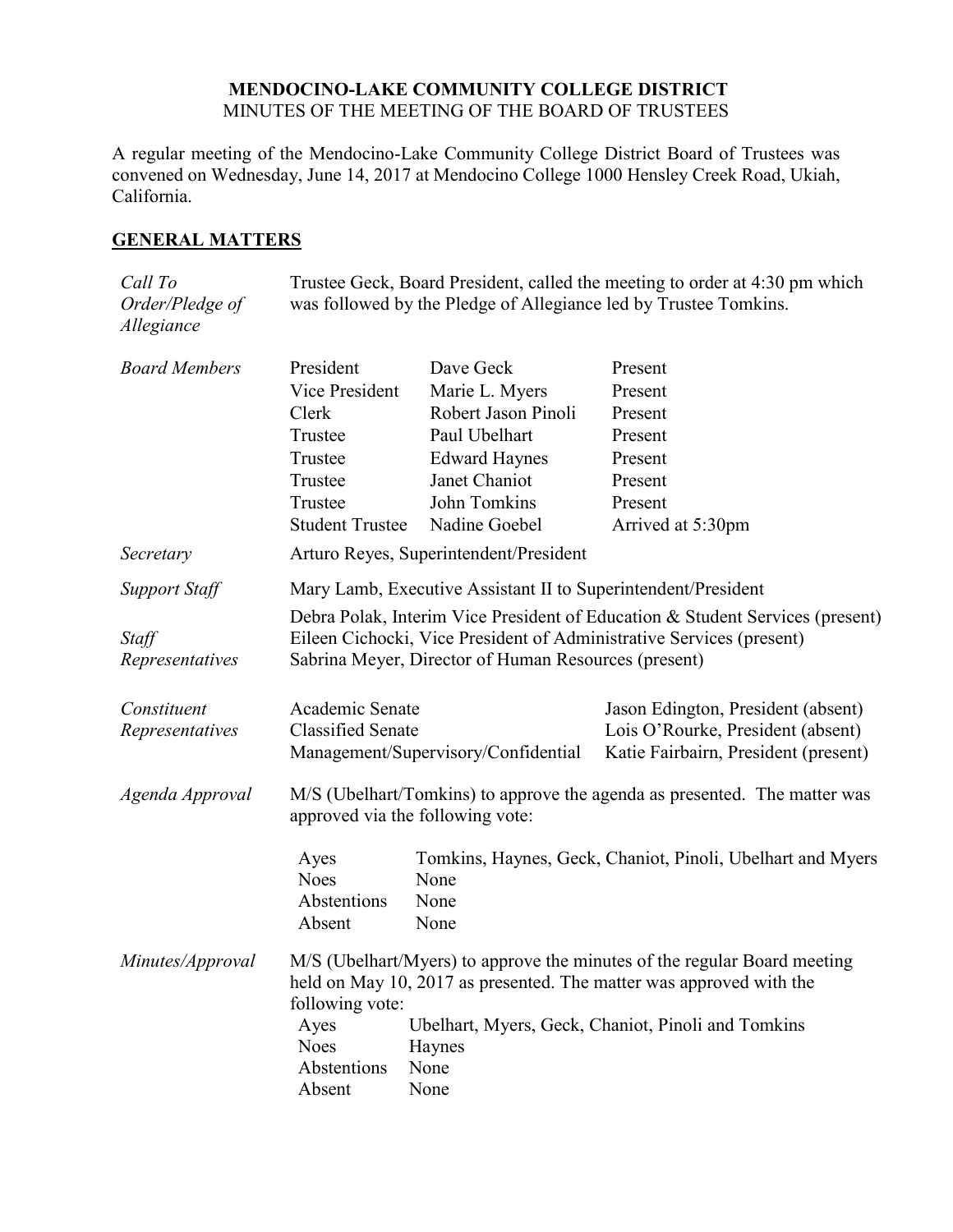# MENDOCINO-LAKE COMMUNITY COLLEGE DISTRICT

MINUTES OF THE MEETING OF THE BOARD OF TRUSTEES

A regular meeting of the Mendocino-Lake Community College District Board of Trustees was convened on Wednesday, June 14, 2017 at Mendocino College 1000 Hensley Creek Road, Ukiah, California.

## GENERAL MATTERS

*Call To Order/Pledge of Allegiance*

Trustee Geck, Board President, called the meeting to order at 4:30 pm which was followed by the Pledge of Allegiance led by Trustee Tomkins.

*Board Members*

| | | |
|---|---|---|
| President | Dave Geck | Present |
| Vice President | Marie L. Myers | Present |
| Clerk | Robert Jason Pinoli | Present |
| Trustee | Paul Ubelhart | Present |
| Trustee | Edward Haynes | Present |
| Trustee | Janet Chaniot | Present |
| Trustee | John Tomkins | Present |
| Student Trustee | Nadine Goebel | Arrived at 5:30pm |

*Secretary*

Arturo Reyes, Superintendent/President

*Support Staff*

Mary Lamb, Executive Assistant II to Superintendent/President

*Staff Representatives*

Debra Polak, Interim Vice President of Education & Student Services (present)
Eileen Cichocki, Vice President of Administrative Services (present)
Sabrina Meyer, Director of Human Resources (present)

*Constituent Representatives*

| | |
|---|---|
| Academic Senate | Jason Edington, President (absent) |
| Classified Senate | Lois O'Rourke, President (absent) |
| Management/Supervisory/Confidential | Katie Fairbairn, President (present) |

*Agenda Approval*

M/S (Ubelhart/Tomkins) to approve the agenda as presented. The matter was approved via the following vote:

| | |
|---|---|
| Ayes | Tomkins, Haynes, Geck, Chaniot, Pinoli, Ubelhart and Myers |
| Noes | None |
| Abstentions | None |
| Absent | None |

*Minutes/Approval*

M/S (Ubelhart/Myers) to approve the minutes of the regular Board meeting held on May 10, 2017 as presented. The matter was approved with the following vote:

| | |
|---|---|
| Ayes | Ubelhart, Myers, Geck, Chaniot, Pinoli and Tomkins |
| Noes | Haynes |
| Abstentions | None |
| Absent | None |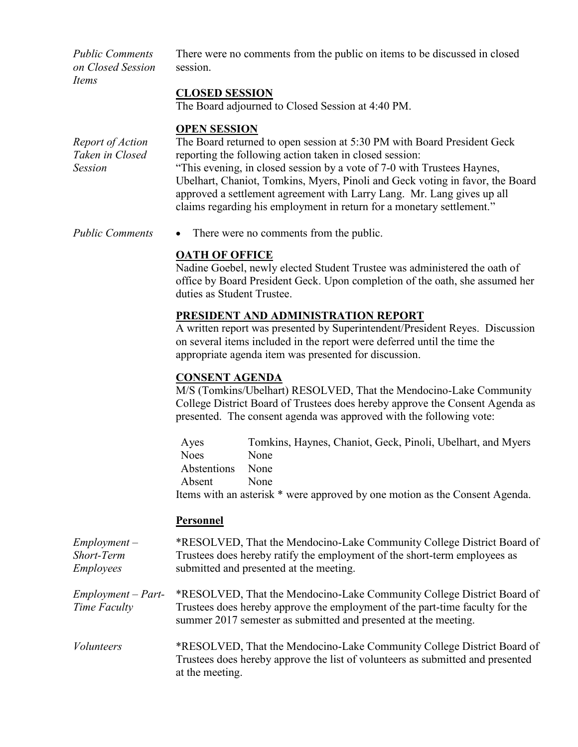*Public Comments on Closed Session Items*

There were no comments from the public on items to be discussed in closed session.

**CLOSED SESSION**

The Board adjourned to Closed Session at 4:40 PM.

**OPEN SESSION**

*Report of Action Taken in Closed Session*

The Board returned to open session at 5:30 PM with Board President Geck reporting the following action taken in closed session:

"This evening, in closed session by a vote of 7-0 with Trustees Haynes, Ubelhart, Chaniot, Tomkins, Myers, Pinoli and Geck voting in favor, the Board approved a settlement agreement with Larry Lang. Mr. Lang gives up all claims regarding his employment in return for a monetary settlement."

*Public Comments*

- There were no comments from the public.

**OATH OF OFFICE**

Nadine Goebel, newly elected Student Trustee was administered the oath of office by Board President Geck. Upon completion of the oath, she assumed her duties as Student Trustee.

**PRESIDENT AND ADMINISTRATION REPORT**

A written report was presented by Superintendent/President Reyes. Discussion on several items included in the report were deferred until the time the appropriate agenda item was presented for discussion.

**CONSENT AGENDA**

M/S (Tomkins/Ubelhart) RESOLVED, That the Mendocino-Lake Community College District Board of Trustees does hereby approve the Consent Agenda as presented. The consent agenda was approved with the following vote:

| | |
|---|---|
| Ayes | Tomkins, Haynes, Chaniot, Geck, Pinoli, Ubelhart, and Myers |
| Noes | None |
| Abstentions | None |
| Absent | None |

Items with an asterisk * were approved by one motion as the Consent Agenda.

**Personnel**

*Employment – Short-Term Employees*

*RESOLVED, That the Mendocino-Lake Community College District Board of Trustees does hereby ratify the employment of the short-term employees as submitted and presented at the meeting.

*Employment – Part-Time Faculty*

*RESOLVED, That the Mendocino-Lake Community College District Board of Trustees does hereby approve the employment of the part-time faculty for the summer 2017 semester as submitted and presented at the meeting.

*Volunteers*

*RESOLVED, That the Mendocino-Lake Community College District Board of Trustees does hereby approve the list of volunteers as submitted and presented at the meeting.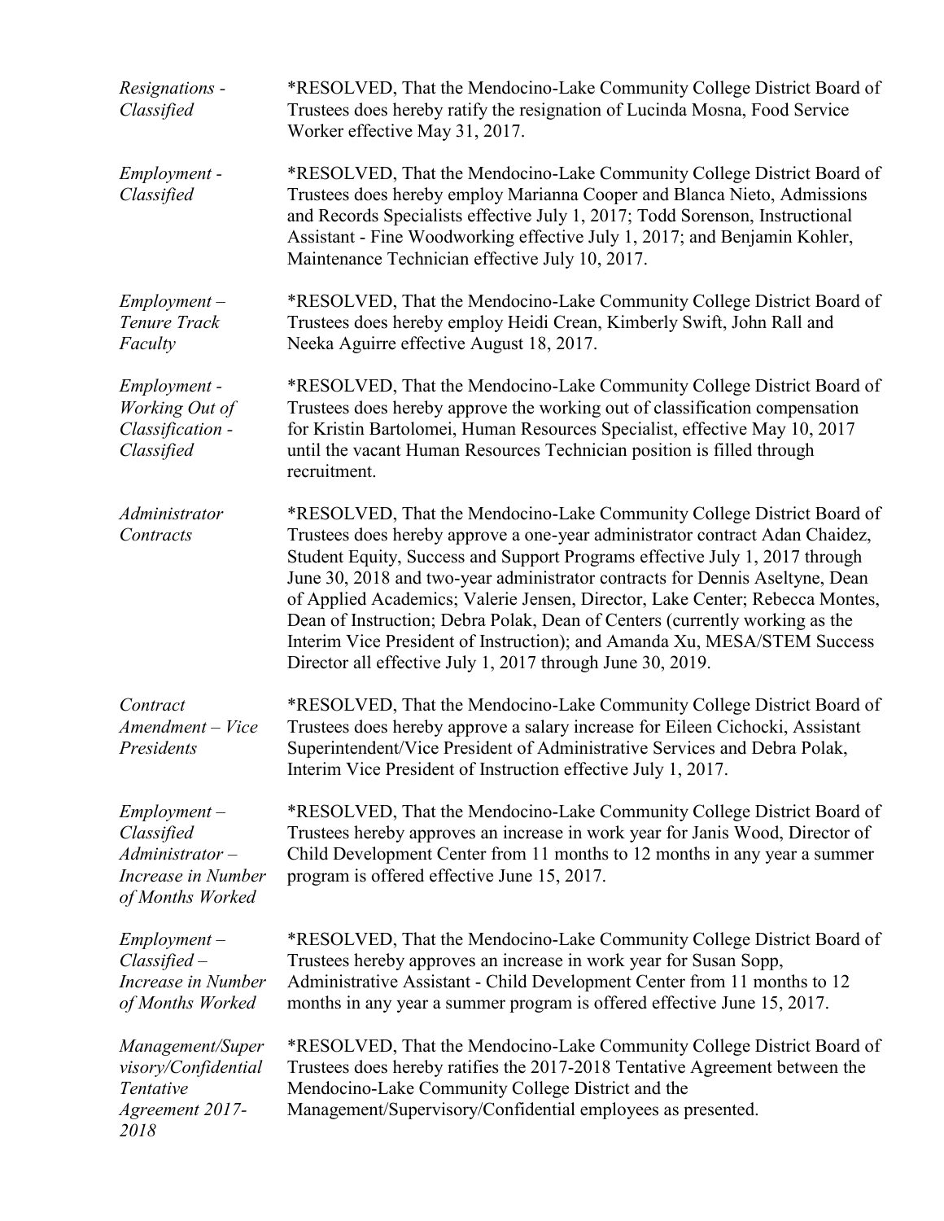*Resignations - Classified*

*RESOLVED, That the Mendocino-Lake Community College District Board of Trustees does hereby ratify the resignation of Lucinda Mosna, Food Service Worker effective May 31, 2017.

*Employment - Classified*

*RESOLVED, That the Mendocino-Lake Community College District Board of Trustees does hereby employ Marianna Cooper and Blanca Nieto, Admissions and Records Specialists effective July 1, 2017; Todd Sorenson, Instructional Assistant - Fine Woodworking effective July 1, 2017; and Benjamin Kohler, Maintenance Technician effective July 10, 2017.

*Employment – Tenure Track Faculty*

*RESOLVED, That the Mendocino-Lake Community College District Board of Trustees does hereby employ Heidi Crean, Kimberly Swift, John Rall and Neeka Aguirre effective August 18, 2017.

*Employment - Working Out of Classification - Classified*

*RESOLVED, That the Mendocino-Lake Community College District Board of Trustees does hereby approve the working out of classification compensation for Kristin Bartolomei, Human Resources Specialist, effective May 10, 2017 until the vacant Human Resources Technician position is filled through recruitment.

*Administrator Contracts*

*RESOLVED, That the Mendocino-Lake Community College District Board of Trustees does hereby approve a one-year administrator contract Adan Chaidez, Student Equity, Success and Support Programs effective July 1, 2017 through June 30, 2018 and two-year administrator contracts for Dennis Aseltyne, Dean of Applied Academics; Valerie Jensen, Director, Lake Center; Rebecca Montes, Dean of Instruction; Debra Polak, Dean of Centers (currently working as the Interim Vice President of Instruction); and Amanda Xu, MESA/STEM Success Director all effective July 1, 2017 through June 30, 2019.

*Contract Amendment – Vice Presidents*

*RESOLVED, That the Mendocino-Lake Community College District Board of Trustees does hereby approve a salary increase for Eileen Cichocki, Assistant Superintendent/Vice President of Administrative Services and Debra Polak, Interim Vice President of Instruction effective July 1, 2017.

*Employment – Classified Administrator – Increase in Number of Months Worked*

*RESOLVED, That the Mendocino-Lake Community College District Board of Trustees hereby approves an increase in work year for Janis Wood, Director of Child Development Center from 11 months to 12 months in any year a summer program is offered effective June 15, 2017.

*Employment – Classified – Increase in Number of Months Worked*

*RESOLVED, That the Mendocino-Lake Community College District Board of Trustees hereby approves an increase in work year for Susan Sopp, Administrative Assistant - Child Development Center from 11 months to 12 months in any year a summer program is offered effective June 15, 2017.

*Management/Supervisory/Confidential Tentative Agreement 2017-2018*

*RESOLVED, That the Mendocino-Lake Community College District Board of Trustees does hereby ratifies the 2017-2018 Tentative Agreement between the Mendocino-Lake Community College District and the Management/Supervisory/Confidential employees as presented.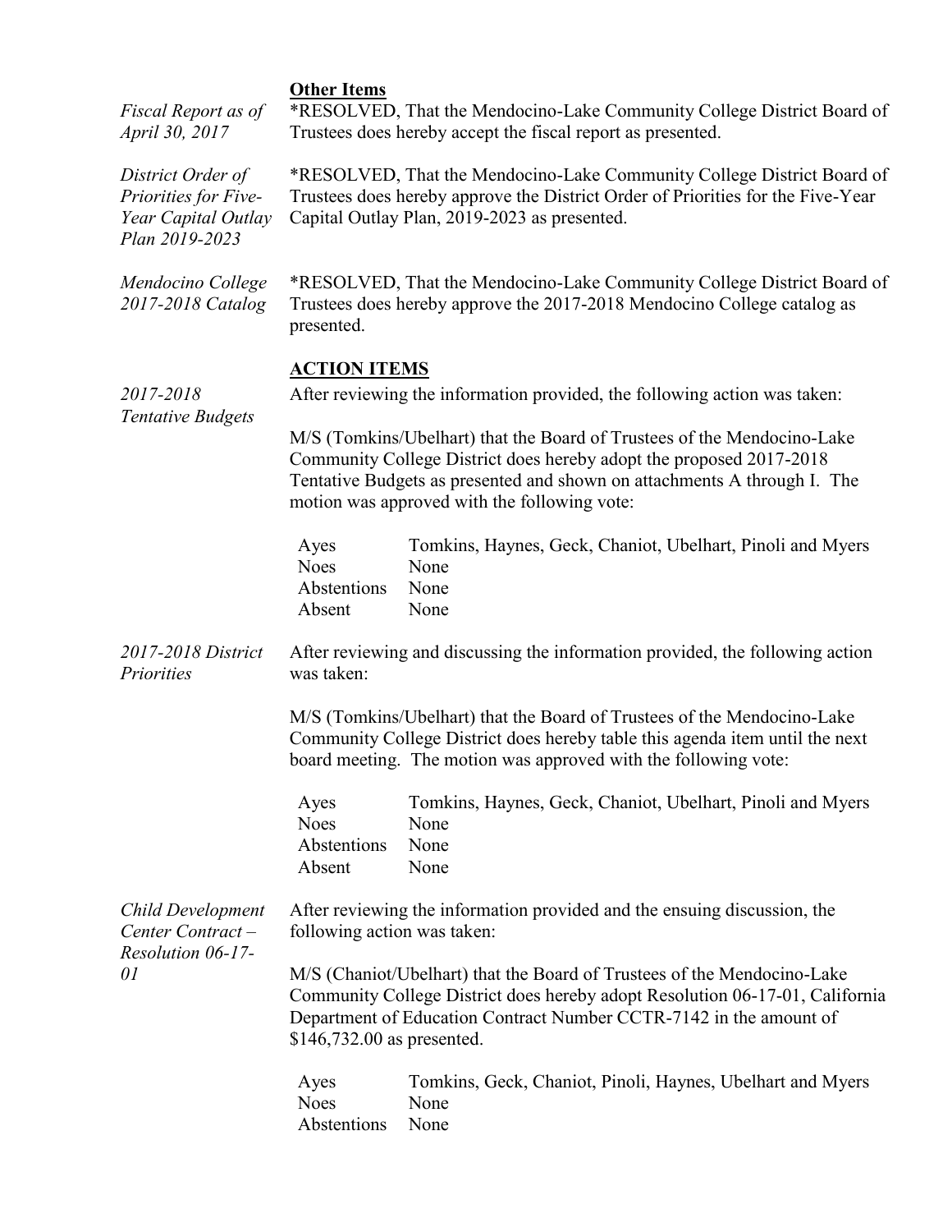**Other Items**

*Fiscal Report as of April 30, 2017*

*RESOLVED, That the Mendocino-Lake Community College District Board of Trustees does hereby accept the fiscal report as presented.

*District Order of Priorities for Five-Year Capital Outlay Plan 2019-2023*

*RESOLVED, That the Mendocino-Lake Community College District Board of Trustees does hereby approve the District Order of Priorities for the Five-Year Capital Outlay Plan, 2019-2023 as presented.

*Mendocino College 2017-2018 Catalog*

*RESOLVED, That the Mendocino-Lake Community College District Board of Trustees does hereby approve the 2017-2018 Mendocino College catalog as presented.

**ACTION ITEMS**

*2017-2018 Tentative Budgets*

After reviewing the information provided, the following action was taken:

M/S (Tomkins/Ubelhart) that the Board of Trustees of the Mendocino-Lake Community College District does hereby adopt the proposed 2017-2018 Tentative Budgets as presented and shown on attachments A through I. The motion was approved with the following vote:

| | |
|---|---|
| Ayes | Tomkins, Haynes, Geck, Chaniot, Ubelhart, Pinoli and Myers |
| Noes | None |
| Abstentions | None |
| Absent | None |

*2017-2018 District Priorities*

After reviewing and discussing the information provided, the following action was taken:

M/S (Tomkins/Ubelhart) that the Board of Trustees of the Mendocino-Lake Community College District does hereby table this agenda item until the next board meeting. The motion was approved with the following vote:

| | |
|---|---|
| Ayes | Tomkins, Haynes, Geck, Chaniot, Ubelhart, Pinoli and Myers |
| Noes | None |
| Abstentions | None |
| Absent | None |

*Child Development Center Contract – Resolution 06-17-01*

After reviewing the information provided and the ensuing discussion, the following action was taken:

M/S (Chaniot/Ubelhart) that the Board of Trustees of the Mendocino-Lake Community College District does hereby adopt Resolution 06-17-01, California Department of Education Contract Number CCTR-7142 in the amount of $146,732.00 as presented.

| | |
|---|---|
| Ayes | Tomkins, Geck, Chaniot, Pinoli, Haynes, Ubelhart and Myers |
| Noes | None |
| Abstentions | None |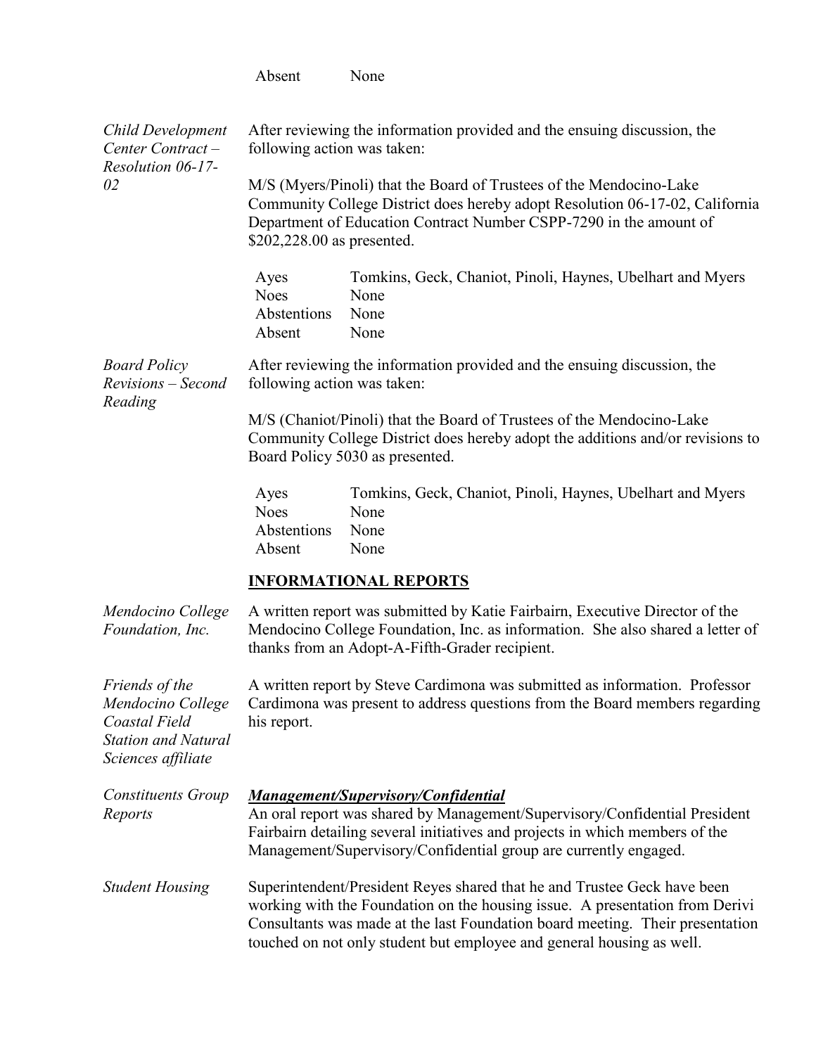| | |
|---|---|
| Absent | None |

*Child Development Center Contract – Resolution 06-17-02*

After reviewing the information provided and the ensuing discussion, the following action was taken:

M/S (Myers/Pinoli) that the Board of Trustees of the Mendocino-Lake Community College District does hereby adopt Resolution 06-17-02, California Department of Education Contract Number CSPP-7290 in the amount of $202,228.00 as presented.

| | |
|---|---|
| Ayes | Tomkins, Geck, Chaniot, Pinoli, Haynes, Ubelhart and Myers |
| Noes | None |
| Abstentions | None |
| Absent | None |

*Board Policy Revisions – Second Reading*

After reviewing the information provided and the ensuing discussion, the following action was taken:

M/S (Chaniot/Pinoli) that the Board of Trustees of the Mendocino-Lake Community College District does hereby adopt the additions and/or revisions to Board Policy 5030 as presented.

| | |
|---|---|
| Ayes | Tomkins, Geck, Chaniot, Pinoli, Haynes, Ubelhart and Myers |
| Noes | None |
| Abstentions | None |
| Absent | None |

## INFORMATIONAL REPORTS

*Mendocino College Foundation, Inc.*

A written report was submitted by Katie Fairbairn, Executive Director of the Mendocino College Foundation, Inc. as information. She also shared a letter of thanks from an Adopt-A-Fifth-Grader recipient.

*Friends of the Mendocino College Coastal Field Station and Natural Sciences affiliate*

A written report by Steve Cardimona was submitted as information. Professor Cardimona was present to address questions from the Board members regarding his report.

*Constituents Group Reports*

***Management/Supervisory/Confidential***

An oral report was shared by Management/Supervisory/Confidential President Fairbairn detailing several initiatives and projects in which members of the Management/Supervisory/Confidential group are currently engaged.

*Student Housing*

Superintendent/President Reyes shared that he and Trustee Geck have been working with the Foundation on the housing issue. A presentation from Derivi Consultants was made at the last Foundation board meeting. Their presentation touched on not only student but employee and general housing as well.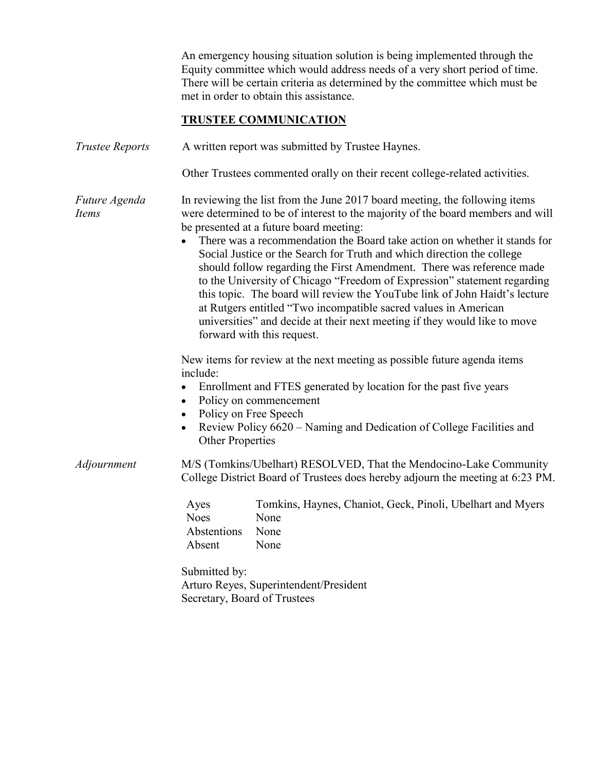An emergency housing situation solution is being implemented through the Equity committee which would address needs of a very short period of time. There will be certain criteria as determined by the committee which must be met in order to obtain this assistance.

## TRUSTEE COMMUNICATION

*Trustee Reports*

A written report was submitted by Trustee Haynes.

Other Trustees commented orally on their recent college-related activities.

*Future Agenda Items*

In reviewing the list from the June 2017 board meeting, the following items were determined to be of interest to the majority of the board members and will be presented at a future board meeting:

- There was a recommendation the Board take action on whether it stands for Social Justice or the Search for Truth and which direction the college should follow regarding the First Amendment. There was reference made to the University of Chicago "Freedom of Expression" statement regarding this topic. The board will review the YouTube link of John Haidt's lecture at Rutgers entitled "Two incompatible sacred values in American universities" and decide at their next meeting if they would like to move forward with this request.

New items for review at the next meeting as possible future agenda items include:

- Enrollment and FTES generated by location for the past five years
- Policy on commencement
- Policy on Free Speech
- Review Policy 6620 – Naming and Dedication of College Facilities and Other Properties

*Adjournment*

M/S (Tomkins/Ubelhart) RESOLVED, That the Mendocino-Lake Community College District Board of Trustees does hereby adjourn the meeting at 6:23 PM.

| | |
|---|---|
| Ayes | Tomkins, Haynes, Chaniot, Geck, Pinoli, Ubelhart and Myers |
| Noes | None |
| Abstentions | None |
| Absent | None |

Submitted by:
Arturo Reyes, Superintendent/President
Secretary, Board of Trustees